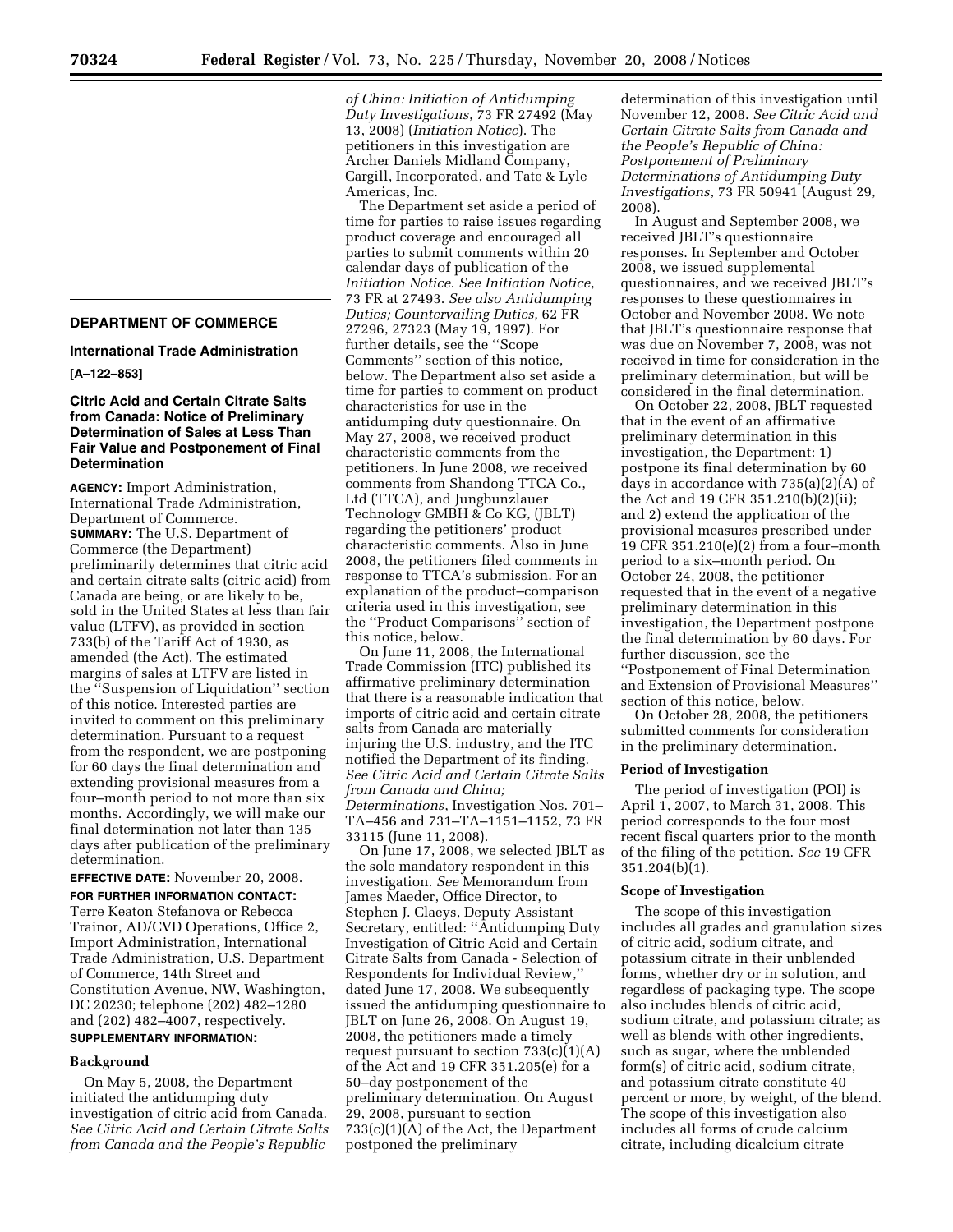## DEPARTMENT OF COMMERCE

### International Trade Administration

**[A–122–853]**

### Citric Acid and Certain Citrate Salts from Canada: Notice of Preliminary Determination of Sales at Less Than Fair Value and Postponement of Final Determination

**AGENCY:** Import Administration, International Trade Administration, Department of Commerce.

**SUMMARY:** The U.S. Department of Commerce (the Department) preliminarily determines that citric acid and certain citrate salts (citric acid) from Canada are being, or are likely to be, sold in the United States at less than fair value (LTFV), as provided in section 733(b) of the Tariff Act of 1930, as amended (the Act). The estimated margins of sales at LTFV are listed in the ''Suspension of Liquidation'' section of this notice. Interested parties are invited to comment on this preliminary determination. Pursuant to a request from the respondent, we are postponing for 60 days the final determination and extending provisional measures from a four–month period to not more than six months. Accordingly, we will make our final determination not later than 135 days after publication of the preliminary determination.

**EFFECTIVE DATE:** November 20, 2008.

**FOR FURTHER INFORMATION CONTACT:** Terre Keaton Stefanova or Rebecca Trainor, AD/CVD Operations, Office 2, Import Administration, International Trade Administration, U.S. Department of Commerce, 14th Street and Constitution Avenue, NW, Washington, DC 20230; telephone (202) 482–1280 and (202) 482–4007, respectively.

**SUPPLEMENTARY INFORMATION:**

#### Background

On May 5, 2008, the Department initiated the antidumping duty investigation of citric acid from Canada. *See Citric Acid and Certain Citrate Salts from Canada and the People's Republic of China: Initiation of Antidumping Duty Investigations*, 73 FR 27492 (May 13, 2008) (*Initiation Notice*). The petitioners in this investigation are Archer Daniels Midland Company, Cargill, Incorporated, and Tate & Lyle Americas, Inc.

The Department set aside a period of time for parties to raise issues regarding product coverage and encouraged all parties to submit comments within 20 calendar days of publication of the *Initiation Notice*. *See Initiation Notice*, 73 FR at 27493. *See also Antidumping Duties; Countervailing Duties*, 62 FR 27296, 27323 (May 19, 1997). For further details, see the ''Scope Comments'' section of this notice, below. The Department also set aside a time for parties to comment on product characteristics for use in the antidumping duty questionnaire. On May 27, 2008, we received product characteristic comments from the petitioners. In June 2008, we received comments from Shandong TTCA Co., Ltd (TTCA), and Jungbunzlauer Technology GMBH & Co KG, (JBLT) regarding the petitioners' product characteristic comments. Also in June 2008, the petitioners filed comments in response to TTCA's submission. For an explanation of the product–comparison criteria used in this investigation, see the ''Product Comparisons'' section of this notice, below.

On June 11, 2008, the International Trade Commission (ITC) published its affirmative preliminary determination that there is a reasonable indication that imports of citric acid and certain citrate salts from Canada are materially injuring the U.S. industry, and the ITC notified the Department of its finding. *See Citric Acid and Certain Citrate Salts from Canada and China; Determinations*, Investigation Nos. 701–TA–456 and 731–TA–1151–1152, 73 FR 33115 (June 11, 2008).

On June 17, 2008, we selected JBLT as the sole mandatory respondent in this investigation. *See* Memorandum from James Maeder, Office Director, to Stephen J. Claeys, Deputy Assistant Secretary, entitled: ''Antidumping Duty Investigation of Citric Acid and Certain Citrate Salts from Canada - Selection of Respondents for Individual Review,'' dated June 17, 2008. We subsequently issued the antidumping questionnaire to JBLT on June 26, 2008. On August 19, 2008, the petitioners made a timely request pursuant to section 733(c)(1)(A) of the Act and 19 CFR 351.205(e) for a 50–day postponement of the preliminary determination. On August 29, 2008, pursuant to section 733(c)(1)(A) of the Act, the Department postponed the preliminary determination of this investigation until November 12, 2008. *See Citric Acid and Certain Citrate Salts from Canada and the People's Republic of China: Postponement of Preliminary Determinations of Antidumping Duty Investigations*, 73 FR 50941 (August 29, 2008).

In August and September 2008, we received JBLT's questionnaire responses. In September and October 2008, we issued supplemental questionnaires, and we received JBLT's responses to these questionnaires in October and November 2008. We note that JBLT's questionnaire response that was due on November 7, 2008, was not received in time for consideration in the preliminary determination, but will be considered in the final determination.

On October 22, 2008, JBLT requested that in the event of an affirmative preliminary determination in this investigation, the Department: 1) postpone its final determination by 60 days in accordance with 735(a)(2)(A) of the Act and 19 CFR 351.210(b)(2)(ii); and 2) extend the application of the provisional measures prescribed under 19 CFR 351.210(e)(2) from a four–month period to a six–month period. On October 24, 2008, the petitioner requested that in the event of a negative preliminary determination in this investigation, the Department postpone the final determination by 60 days. For further discussion, see the ''Postponement of Final Determination and Extension of Provisional Measures'' section of this notice, below.

On October 28, 2008, the petitioners submitted comments for consideration in the preliminary determination.

#### Period of Investigation

The period of investigation (POI) is April 1, 2007, to March 31, 2008. This period corresponds to the four most recent fiscal quarters prior to the month of the filing of the petition. *See* 19 CFR 351.204(b)(1).

#### Scope of Investigation

The scope of this investigation includes all grades and granulation sizes of citric acid, sodium citrate, and potassium citrate in their unblended forms, whether dry or in solution, and regardless of packaging type. The scope also includes blends of citric acid, sodium citrate, and potassium citrate; as well as blends with other ingredients, such as sugar, where the unblended form(s) of citric acid, sodium citrate, and potassium citrate constitute 40 percent or more, by weight, of the blend. The scope of this investigation also includes all forms of crude calcium citrate, including dicalcium citrate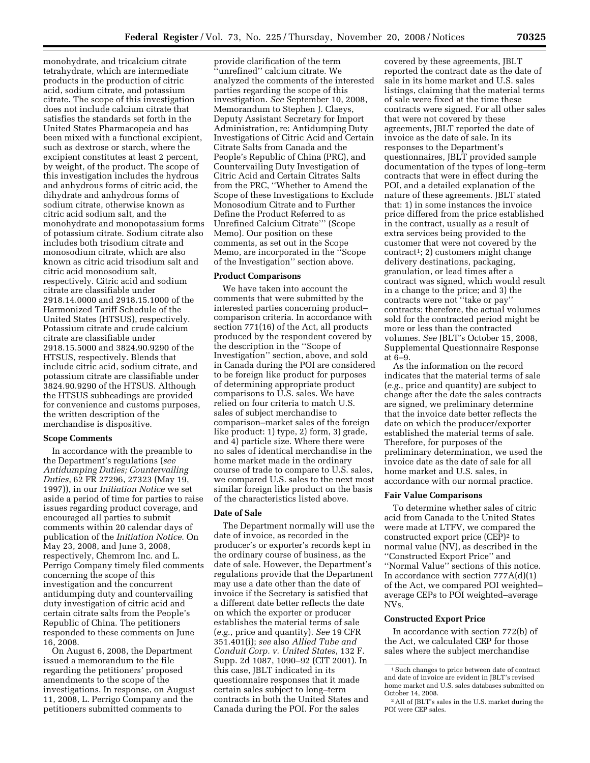monohydrate, and tricalcium citrate tetrahydrate, which are intermediate products in the production of citric acid, sodium citrate, and potassium citrate. The scope of this investigation does not include calcium citrate that satisfies the standards set forth in the United States Pharmacopeia and has been mixed with a functional excipient, such as dextrose or starch, where the excipient constitutes at least 2 percent, by weight, of the product. The scope of this investigation includes the hydrous and anhydrous forms of citric acid, the dihydrate and anhydrous forms of sodium citrate, otherwise known as citric acid sodium salt, and the monohydrate and monopotassium forms of potassium citrate. Sodium citrate also includes both trisodium citrate and monosodium citrate, which are also known as citric acid trisodium salt and citric acid monosodium salt, respectively. Citric acid and sodium citrate are classifiable under 2918.14.0000 and 2918.15.1000 of the Harmonized Tariff Schedule of the United States (HTSUS), respectively. Potassium citrate and crude calcium citrate are classifiable under 2918.15.5000 and 3824.90.9290 of the HTSUS, respectively. Blends that include citric acid, sodium citrate, and potassium citrate are classifiable under 3824.90.9290 of the HTSUS. Although the HTSUS subheadings are provided for convenience and customs purposes, the written description of the merchandise is dispositive.

**Scope Comments**

In accordance with the preamble to the Department's regulations (*see Antidumping Duties; Countervailing Duties*, 62 FR 27296, 27323 (May 19, 1997)), in our *Initiation Notice* we set aside a period of time for parties to raise issues regarding product coverage, and encouraged all parties to submit comments within 20 calendar days of publication of the *Initiation Notice*. On May 23, 2008, and June 3, 2008, respectively, Chemrom Inc. and L. Perrigo Company timely filed comments concerning the scope of this investigation and the concurrent antidumping duty and countervailing duty investigation of citric acid and certain citrate salts from the People's Republic of China. The petitioners responded to these comments on June 16, 2008.

On August 6, 2008, the Department issued a memorandum to the file regarding the petitioners' proposed amendments to the scope of the investigations. In response, on August 11, 2008, L. Perrigo Company and the petitioners submitted comments to provide clarification of the term ''unrefined'' calcium citrate. We analyzed the comments of the interested parties regarding the scope of this investigation. *See* September 10, 2008, Memorandum to Stephen J. Claeys, Deputy Assistant Secretary for Import Administration, re: Antidumping Duty Investigations of Citric Acid and Certain Citrate Salts from Canada and the People's Republic of China (PRC), and Countervailing Duty Investigation of Citric Acid and Certain Citrates Salts from the PRC, ''Whether to Amend the Scope of these Investigations to Exclude Monosodium Citrate and to Further Define the Product Referred to as Unrefined Calcium Citrate''' (Scope Memo). Our position on these comments, as set out in the Scope Memo, are incorporated in the ''Scope of the Investigation'' section above.

**Product Comparisons**

We have taken into account the comments that were submitted by the interested parties concerning product–comparison criteria. In accordance with section 771(16) of the Act, all products produced by the respondent covered by the description in the ''Scope of Investigation'' section, above, and sold in Canada during the POI are considered to be foreign like product for purposes of determining appropriate product comparisons to U.S. sales. We have relied on four criteria to match U.S. sales of subject merchandise to comparison–market sales of the foreign like product: 1) type, 2) form, 3) grade, and 4) particle size. Where there were no sales of identical merchandise in the home market made in the ordinary course of trade to compare to U.S. sales, we compared U.S. sales to the next most similar foreign like product on the basis of the characteristics listed above.

**Date of Sale**

The Department normally will use the date of invoice, as recorded in the producer's or exporter's records kept in the ordinary course of business, as the date of sale. However, the Department's regulations provide that the Department may use a date other than the date of invoice if the Secretary is satisfied that a different date better reflects the date on which the exporter or producer establishes the material terms of sale (*e.g.*, price and quantity). *See* 19 CFR 351.401(i); *see* also *Allied Tube and Conduit Corp. v. United States*, 132 F. Supp. 2d 1087, 1090–92 (CIT 2001). In this case, JBLT indicated in its questionnaire responses that it made certain sales subject to long–term contracts in both the United States and Canada during the POI. For the sales covered by these agreements, JBLT reported the contract date as the date of sale in its home market and U.S. sales listings, claiming that the material terms of sale were fixed at the time these contracts were signed. For all other sales that were not covered by these agreements, JBLT reported the date of invoice as the date of sale. In its responses to the Department's questionnaires, JBLT provided sample documentation of the types of long–term contracts that were in effect during the POI, and a detailed explanation of the nature of these agreements. JBLT stated that: 1) in some instances the invoice price differed from the price established in the contract, usually as a result of extra services being provided to the customer that were not covered by the contract[1]; 2) customers might change delivery destinations, packaging, granulation, or lead times after a contract was signed, which would result in a change to the price; and 3) the contracts were not ''take or pay'' contracts; therefore, the actual volumes sold for the contracted period might be more or less than the contracted volumes. *See* JBLT's October 15, 2008, Supplemental Questionnaire Response at 6–9.

As the information on the record indicates that the material terms of sale (*e.g.*, price and quantity) are subject to change after the date the sales contracts are signed, we preliminary determine that the invoice date better reflects the date on which the producer/exporter established the material terms of sale. Therefore, for purposes of the preliminary determination, we used the invoice date as the date of sale for all home market and U.S. sales, in accordance with our normal practice.

**Fair Value Comparisons**

To determine whether sales of citric acid from Canada to the United States were made at LTFV, we compared the constructed export price (CEP)[2] to normal value (NV), as described in the ''Constructed Export Price'' and ''Normal Value'' sections of this notice. In accordance with section 777A(d)(1) of the Act, we compared POI weighted–average CEPs to POI weighted–average NVs.

**Constructed Export Price**

In accordance with section 772(b) of the Act, we calculated CEP for those sales where the subject merchandise

[1] Such changes to price between date of contract and date of invoice are evident in JBLT's revised home market and U.S. sales databases submitted on October 14, 2008.

[2] All of JBLT's sales in the U.S. market during the POI were CEP sales.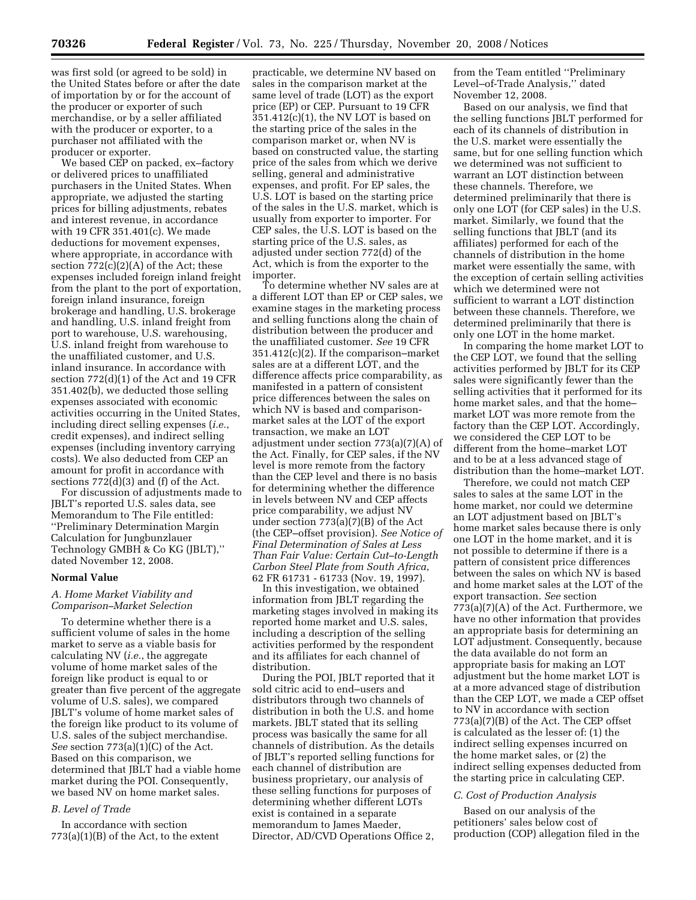was first sold (or agreed to be sold) in the United States before or after the date of importation by or for the account of the producer or exporter of such merchandise, or by a seller affiliated with the producer or exporter, to a purchaser not affiliated with the producer or exporter.

We based CEP on packed, ex–factory or delivered prices to unaffiliated purchasers in the United States. When appropriate, we adjusted the starting prices for billing adjustments, rebates and interest revenue, in accordance with 19 CFR 351.401(c). We made deductions for movement expenses, where appropriate, in accordance with section 772(c)(2)(A) of the Act; these expenses included foreign inland freight from the plant to the port of exportation, foreign inland insurance, foreign brokerage and handling, U.S. brokerage and handling, U.S. inland freight from port to warehouse, U.S. warehousing, U.S. inland freight from warehouse to the unaffiliated customer, and U.S. inland insurance. In accordance with section 772(d)(1) of the Act and 19 CFR 351.402(b), we deducted those selling expenses associated with economic activities occurring in the United States, including direct selling expenses (*i.e.*, credit expenses), and indirect selling expenses (including inventory carrying costs). We also deducted from CEP an amount for profit in accordance with sections 772(d)(3) and (f) of the Act.

For discussion of adjustments made to JBLT's reported U.S. sales data, see Memorandum to The File entitled: ''Preliminary Determination Margin Calculation for Jungbunzlauer Technology GMBH & Co KG (JBLT),'' dated November 12, 2008.

## Normal Value

### *A. Home Market Viability and Comparison–Market Selection*

To determine whether there is a sufficient volume of sales in the home market to serve as a viable basis for calculating NV (*i.e.*, the aggregate volume of home market sales of the foreign like product is equal to or greater than five percent of the aggregate volume of U.S. sales), we compared JBLT's volume of home market sales of the foreign like product to its volume of U.S. sales of the subject merchandise. *See* section 773(a)(1)(C) of the Act. Based on this comparison, we determined that JBLT had a viable home market during the POI. Consequently, we based NV on home market sales.

### *B. Level of Trade*

In accordance with section 773(a)(1)(B) of the Act, to the extent practicable, we determine NV based on sales in the comparison market at the same level of trade (LOT) as the export price (EP) or CEP. Pursuant to 19 CFR 351.412(c)(1), the NV LOT is based on the starting price of the sales in the comparison market or, when NV is based on constructed value, the starting price of the sales from which we derive selling, general and administrative expenses, and profit. For EP sales, the U.S. LOT is based on the starting price of the sales in the U.S. market, which is usually from exporter to importer. For CEP sales, the U.S. LOT is based on the starting price of the U.S. sales, as adjusted under section 772(d) of the Act, which is from the exporter to the importer.

To determine whether NV sales are at a different LOT than EP or CEP sales, we examine stages in the marketing process and selling functions along the chain of distribution between the producer and the unaffiliated customer. *See* 19 CFR 351.412(c)(2). If the comparison–market sales are at a different LOT, and the difference affects price comparability, as manifested in a pattern of consistent price differences between the sales on which NV is based and comparison-market sales at the LOT of the export transaction, we make an LOT adjustment under section 773(a)(7)(A) of the Act. Finally, for CEP sales, if the NV level is more remote from the factory than the CEP level and there is no basis for determining whether the difference in levels between NV and CEP affects price comparability, we adjust NV under section 773(a)(7)(B) of the Act (the CEP–offset provision). *See Notice of Final Determination of Sales at Less Than Fair Value: Certain Cut–to-Length Carbon Steel Plate from South Africa*, 62 FR 61731 - 61733 (Nov. 19, 1997).

In this investigation, we obtained information from JBLT regarding the marketing stages involved in making its reported home market and U.S. sales, including a description of the selling activities performed by the respondent and its affiliates for each channel of distribution.

During the POI, JBLT reported that it sold citric acid to end–users and distributors through two channels of distribution in both the U.S. and home markets. JBLT stated that its selling process was basically the same for all channels of distribution. As the details of JBLT's reported selling functions for each channel of distribution are business proprietary, our analysis of these selling functions for purposes of determining whether different LOTs exist is contained in a separate memorandum to James Maeder, Director, AD/CVD Operations Office 2, from the Team entitled ''Preliminary Level–of-Trade Analysis,'' dated November 12, 2008.

Based on our analysis, we find that the selling functions JBLT performed for each of its channels of distribution in the U.S. market were essentially the same, but for one selling function which we determined was not sufficient to warrant an LOT distinction between these channels. Therefore, we determined preliminarily that there is only one LOT (for CEP sales) in the U.S. market. Similarly, we found that the selling functions that JBLT (and its affiliates) performed for each of the channels of distribution in the home market were essentially the same, with the exception of certain selling activities which we determined were not sufficient to warrant a LOT distinction between these channels. Therefore, we determined preliminarily that there is only one LOT in the home market.

In comparing the home market LOT to the CEP LOT, we found that the selling activities performed by JBLT for its CEP sales were significantly fewer than the selling activities that it performed for its home market sales, and that the home–market LOT was more remote from the factory than the CEP LOT. Accordingly, we considered the CEP LOT to be different from the home–market LOT and to be at a less advanced stage of distribution than the home–market LOT.

Therefore, we could not match CEP sales to sales at the same LOT in the home market, nor could we determine an LOT adjustment based on JBLT's home market sales because there is only one LOT in the home market, and it is not possible to determine if there is a pattern of consistent price differences between the sales on which NV is based and home market sales at the LOT of the export transaction. *See* section 773(a)(7)(A) of the Act. Furthermore, we have no other information that provides an appropriate basis for determining an LOT adjustment. Consequently, because the data available do not form an appropriate basis for making an LOT adjustment but the home market LOT is at a more advanced stage of distribution than the CEP LOT, we made a CEP offset to NV in accordance with section 773(a)(7)(B) of the Act. The CEP offset is calculated as the lesser of: (1) the indirect selling expenses incurred on the home market sales, or (2) the indirect selling expenses deducted from the starting price in calculating CEP.

### *C. Cost of Production Analysis*

Based on our analysis of the petitioners' sales below cost of production (COP) allegation filed in the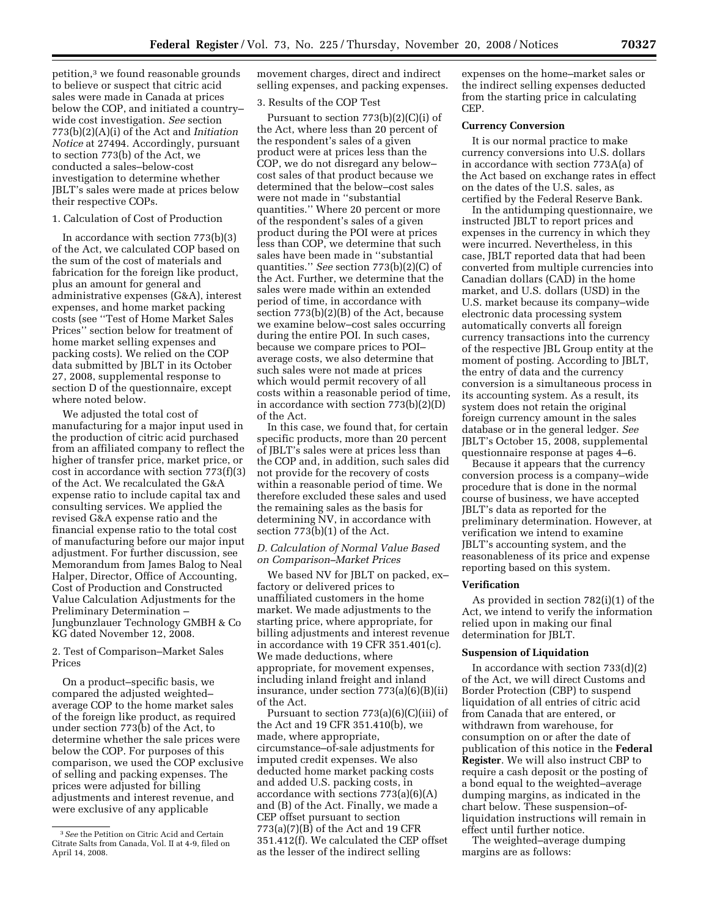petition,[3] we found reasonable grounds to believe or suspect that citric acid sales were made in Canada at prices below the COP, and initiated a country–wide cost investigation. *See* section 773(b)(2)(A)(i) of the Act and *Initiation Notice* at 27494. Accordingly, pursuant to section 773(b) of the Act, we conducted a sales–below-cost investigation to determine whether JBLT's sales were made at prices below their respective COPs.

1. Calculation of Cost of Production

In accordance with section 773(b)(3) of the Act, we calculated COP based on the sum of the cost of materials and fabrication for the foreign like product, plus an amount for general and administrative expenses (G&A), interest expenses, and home market packing costs (see ''Test of Home Market Sales Prices'' section below for treatment of home market selling expenses and packing costs). We relied on the COP data submitted by JBLT in its October 27, 2008, supplemental response to section D of the questionnaire, except where noted below.

We adjusted the total cost of manufacturing for a major input used in the production of citric acid purchased from an affiliated company to reflect the higher of transfer price, market price, or cost in accordance with section 773(f)(3) of the Act. We recalculated the G&A expense ratio to include capital tax and consulting services. We applied the revised G&A expense ratio and the financial expense ratio to the total cost of manufacturing before our major input adjustment. For further discussion, see Memorandum from James Balog to Neal Halper, Director, Office of Accounting, Cost of Production and Constructed Value Calculation Adjustments for the Preliminary Determination – Jungbunzlauer Technology GMBH & Co KG dated November 12, 2008.

2. Test of Comparison–Market Sales Prices

On a product–specific basis, we compared the adjusted weighted–average COP to the home market sales of the foreign like product, as required under section 773(b) of the Act, to determine whether the sale prices were below the COP. For purposes of this comparison, we used the COP exclusive of selling and packing expenses. The prices were adjusted for billing adjustments and interest revenue, and were exclusive of any applicable movement charges, direct and indirect selling expenses, and packing expenses.

3. Results of the COP Test

Pursuant to section 773(b)(2)(C)(i) of the Act, where less than 20 percent of the respondent's sales of a given product were at prices less than the COP, we do not disregard any below–cost sales of that product because we determined that the below–cost sales were not made in ''substantial quantities.'' Where 20 percent or more of the respondent's sales of a given product during the POI were at prices less than COP, we determine that such sales have been made in ''substantial quantities.'' *See* section 773(b)(2)(C) of the Act. Further, we determine that the sales were made within an extended period of time, in accordance with section 773(b)(2)(B) of the Act, because we examine below–cost sales occurring during the entire POI. In such cases, because we compare prices to POI–average costs, we also determine that such sales were not made at prices which would permit recovery of all costs within a reasonable period of time, in accordance with section 773(b)(2)(D) of the Act.

In this case, we found that, for certain specific products, more than 20 percent of JBLT's sales were at prices less than the COP and, in addition, such sales did not provide for the recovery of costs within a reasonable period of time. We therefore excluded these sales and used the remaining sales as the basis for determining NV, in accordance with section 773(b)(1) of the Act.

### *D. Calculation of Normal Value Based on Comparison–Market Prices*

We based NV for JBLT on packed, ex–factory or delivered prices to unaffiliated customers in the home market. We made adjustments to the starting price, where appropriate, for billing adjustments and interest revenue in accordance with 19 CFR 351.401(c). We made deductions, where appropriate, for movement expenses, including inland freight and inland insurance, under section 773(a)(6)(B)(ii) of the Act.

Pursuant to section 773(a)(6)(C)(iii) of the Act and 19 CFR 351.410(b), we made, where appropriate, circumstance–of-sale adjustments for imputed credit expenses. We also deducted home market packing costs and added U.S. packing costs, in accordance with sections 773(a)(6)(A) and (B) of the Act. Finally, we made a CEP offset pursuant to section 773(a)(7)(B) of the Act and 19 CFR 351.412(f). We calculated the CEP offset as the lesser of the indirect selling expenses on the home–market sales or the indirect selling expenses deducted from the starting price in calculating CEP.

### Currency Conversion

It is our normal practice to make currency conversions into U.S. dollars in accordance with section 773A(a) of the Act based on exchange rates in effect on the dates of the U.S. sales, as certified by the Federal Reserve Bank.

In the antidumping questionnaire, we instructed JBLT to report prices and expenses in the currency in which they were incurred. Nevertheless, in this case, JBLT reported data that had been converted from multiple currencies into Canadian dollars (CAD) in the home market, and U.S. dollars (USD) in the U.S. market because its company–wide electronic data processing system automatically converts all foreign currency transactions into the currency of the respective JBL Group entity at the moment of posting. According to JBLT, the entry of data and the currency conversion is a simultaneous process in its accounting system. As a result, its system does not retain the original foreign currency amount in the sales database or in the general ledger. *See* JBLT's October 15, 2008, supplemental questionnaire response at pages 4–6.

Because it appears that the currency conversion process is a company–wide procedure that is done in the normal course of business, we have accepted JBLT's data as reported for the preliminary determination. However, at verification we intend to examine JBLT's accounting system, and the reasonableness of its price and expense reporting based on this system.

### Verification

As provided in section 782(i)(1) of the Act, we intend to verify the information relied upon in making our final determination for JBLT.

### Suspension of Liquidation

In accordance with section 733(d)(2) of the Act, we will direct Customs and Border Protection (CBP) to suspend liquidation of all entries of citric acid from Canada that are entered, or withdrawn from warehouse, for consumption on or after the date of publication of this notice in the **Federal Register**. We will also instruct CBP to require a cash deposit or the posting of a bond equal to the weighted–average dumping margins, as indicated in the chart below. These suspension–of-liquidation instructions will remain in effect until further notice.

The weighted–average dumping margins are as follows:

---

[3] *See* the Petition on Citric Acid and Certain Citrate Salts from Canada, Vol. II at 4-9, filed on April 14, 2008.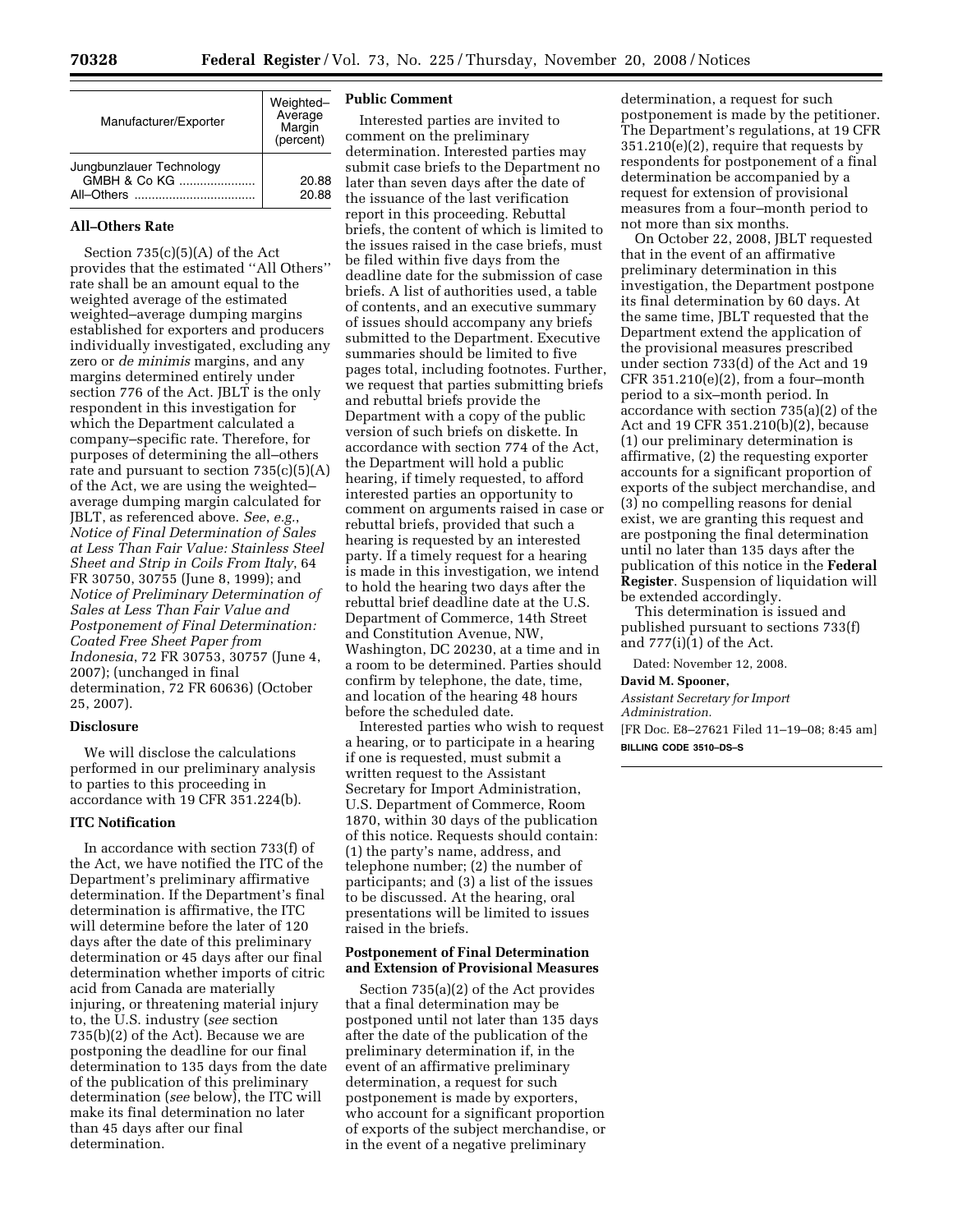| Manufacturer/Exporter | Weighted–Average Margin (percent) |
|---|---|
| Jungbunzlauer Technology GMBH & Co KG | 20.88 |
| All–Others | 20.88 |

### All–Others Rate

Section 735(c)(5)(A) of the Act provides that the estimated ''All Others'' rate shall be an amount equal to the weighted average of the estimated weighted–average dumping margins established for exporters and producers individually investigated, excluding any zero or *de minimis* margins, and any margins determined entirely under section 776 of the Act. JBLT is the only respondent in this investigation for which the Department calculated a company–specific rate. Therefore, for purposes of determining the all–others rate and pursuant to section 735(c)(5)(A) of the Act, we are using the weighted–average dumping margin calculated for JBLT, as referenced above. *See, e.g.*, *Notice of Final Determination of Sales at Less Than Fair Value: Stainless Steel Sheet and Strip in Coils From Italy*, 64 FR 30750, 30755 (June 8, 1999); and *Notice of Preliminary Determination of Sales at Less Than Fair Value and Postponement of Final Determination: Coated Free Sheet Paper from Indonesia*, 72 FR 30753, 30757 (June 4, 2007); (unchanged in final determination, 72 FR 60636) (October 25, 2007).

### Disclosure

We will disclose the calculations performed in our preliminary analysis to parties to this proceeding in accordance with 19 CFR 351.224(b).

### ITC Notification

In accordance with section 733(f) of the Act, we have notified the ITC of the Department's preliminary affirmative determination. If the Department's final determination is affirmative, the ITC will determine before the later of 120 days after the date of this preliminary determination or 45 days after our final determination whether imports of citric acid from Canada are materially injuring, or threatening material injury to, the U.S. industry (*see* section 735(b)(2) of the Act). Because we are postponing the deadline for our final determination to 135 days from the date of the publication of this preliminary determination (*see* below), the ITC will make its final determination no later than 45 days after our final determination.

### Public Comment

Interested parties are invited to comment on the preliminary determination. Interested parties may submit case briefs to the Department no later than seven days after the date of the issuance of the last verification report in this proceeding. Rebuttal briefs, the content of which is limited to the issues raised in the case briefs, must be filed within five days from the deadline date for the submission of case briefs. A list of authorities used, a table of contents, and an executive summary of issues should accompany any briefs submitted to the Department. Executive summaries should be limited to five pages total, including footnotes. Further, we request that parties submitting briefs and rebuttal briefs provide the Department with a copy of the public version of such briefs on diskette. In accordance with section 774 of the Act, the Department will hold a public hearing, if timely requested, to afford interested parties an opportunity to comment on arguments raised in case or rebuttal briefs, provided that such a hearing is requested by an interested party. If a timely request for a hearing is made in this investigation, we intend to hold the hearing two days after the rebuttal brief deadline date at the U.S. Department of Commerce, 14th Street and Constitution Avenue, NW, Washington, DC 20230, at a time and in a room to be determined. Parties should confirm by telephone, the date, time, and location of the hearing 48 hours before the scheduled date.

Interested parties who wish to request a hearing, or to participate in a hearing if one is requested, must submit a written request to the Assistant Secretary for Import Administration, U.S. Department of Commerce, Room 1870, within 30 days of the publication of this notice. Requests should contain: (1) the party's name, address, and telephone number; (2) the number of participants; and (3) a list of the issues to be discussed. At the hearing, oral presentations will be limited to issues raised in the briefs.

### Postponement of Final Determination and Extension of Provisional Measures

Section 735(a)(2) of the Act provides that a final determination may be postponed until not later than 135 days after the date of the publication of the preliminary determination if, in the event of an affirmative preliminary determination, a request for such postponement is made by exporters, who account for a significant proportion of exports of the subject merchandise, or in the event of a negative preliminary determination, a request for such postponement is made by the petitioner. The Department's regulations, at 19 CFR 351.210(e)(2), require that requests by respondents for postponement of a final determination be accompanied by a request for extension of provisional measures from a four–month period to not more than six months.

On October 22, 2008, JBLT requested that in the event of an affirmative preliminary determination in this investigation, the Department postpone its final determination by 60 days. At the same time, JBLT requested that the Department extend the application of the provisional measures prescribed under section 733(d) of the Act and 19 CFR 351.210(e)(2), from a four–month period to a six–month period. In accordance with section 735(a)(2) of the Act and 19 CFR 351.210(b)(2), because (1) our preliminary determination is affirmative, (2) the requesting exporter accounts for a significant proportion of exports of the subject merchandise, and (3) no compelling reasons for denial exist, we are granting this request and are postponing the final determination until no later than 135 days after the publication of this notice in the **Federal Register**. Suspension of liquidation will be extended accordingly.

This determination is issued and published pursuant to sections 733(f) and 777(i)(1) of the Act.

Dated: November 12, 2008.

**David M. Spooner,**

*Assistant Secretary for Import Administration.*

[FR Doc. E8–27621 Filed 11–19–08; 8:45 am]

**BILLING CODE 3510–DS–S**